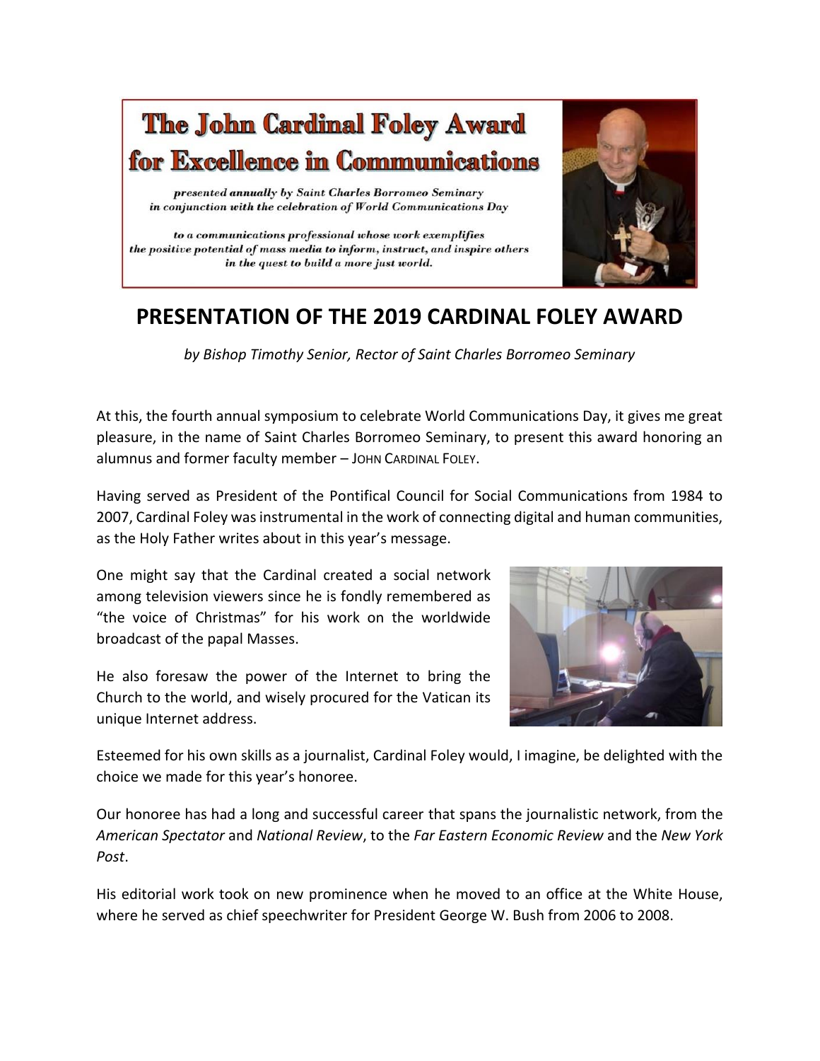**The John Cardinal Foley Award for Excellence in Communications**

*presented annually by Saint Charles Borromeo Seminary in conjunction with the celebration of World Communications Day*

*to a communications professional whose work exemplifies the positive potential of mass media to inform, instruct, and inspire others in the quest to build a more just world.*

# PRESENTATION OF THE 2019 CARDINAL FOLEY AWARD

*by Bishop Timothy Senior, Rector of Saint Charles Borromeo Seminary*

At this, the fourth annual symposium to celebrate World Communications Day, it gives me great pleasure, in the name of Saint Charles Borromeo Seminary, to present this award honoring an alumnus and former faculty member – JOHN CARDINAL FOLEY.

Having served as President of the Pontifical Council for Social Communications from 1984 to 2007, Cardinal Foley was instrumental in the work of connecting digital and human communities, as the Holy Father writes about in this year's message.

One might say that the Cardinal created a social network among television viewers since he is fondly remembered as "the voice of Christmas" for his work on the worldwide broadcast of the papal Masses.

He also foresaw the power of the Internet to bring the Church to the world, and wisely procured for the Vatican its unique Internet address.

Esteemed for his own skills as a journalist, Cardinal Foley would, I imagine, be delighted with the choice we made for this year's honoree.

Our honoree has had a long and successful career that spans the journalistic network, from the *American Spectator* and *National Review*, to the *Far Eastern Economic Review* and the *New York Post*.

His editorial work took on new prominence when he moved to an office at the White House, where he served as chief speechwriter for President George W. Bush from 2006 to 2008.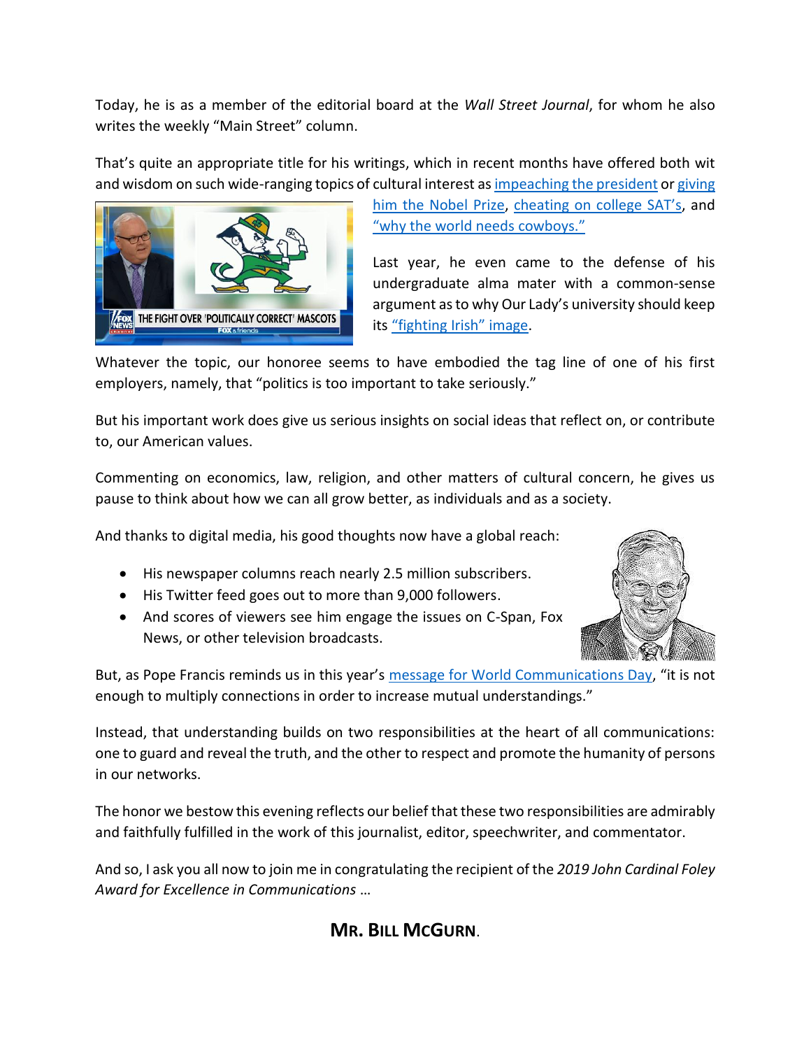Today, he is as a member of the editorial board at the *Wall Street Journal*, for whom he also writes the weekly "Main Street" column.

That's quite an appropriate title for his writings, which in recent months have offered both wit and wisdom on such wide-ranging topics of cultural interest as impeaching the president or giving him the Nobel Prize, cheating on college SAT's, and "why the world needs cowboys."

Last year, he even came to the defense of his undergraduate alma mater with a common-sense argument as to why Our Lady's university should keep its "fighting Irish" image.

Whatever the topic, our honoree seems to have embodied the tag line of one of his first employers, namely, that "politics is too important to take seriously."

But his important work does give us serious insights on social ideas that reflect on, or contribute to, our American values.

Commenting on economics, law, religion, and other matters of cultural concern, he gives us pause to think about how we can all grow better, as individuals and as a society.

And thanks to digital media, his good thoughts now have a global reach:

- His newspaper columns reach nearly 2.5 million subscribers.
- His Twitter feed goes out to more than 9,000 followers.
- And scores of viewers see him engage the issues on C-Span, Fox News, or other television broadcasts.

But, as Pope Francis reminds us in this year's message for World Communications Day, "it is not enough to multiply connections in order to increase mutual understandings."

Instead, that understanding builds on two responsibilities at the heart of all communications: one to guard and reveal the truth, and the other to respect and promote the humanity of persons in our networks.

The honor we bestow this evening reflects our belief that these two responsibilities are admirably and faithfully fulfilled in the work of this journalist, editor, speechwriter, and commentator.

And so, I ask you all now to join me in congratulating the recipient of the *2019 John Cardinal Foley Award for Excellence in Communications* …

**MR. BILL MCGURN**.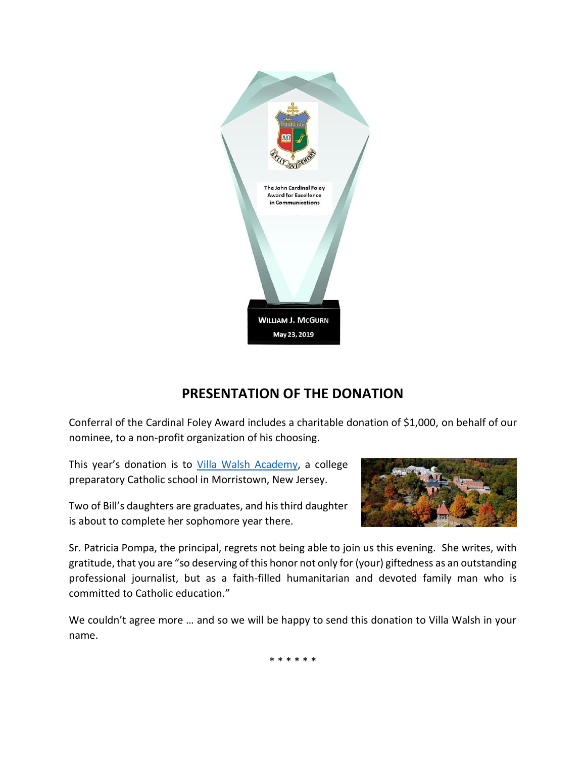The John Cardinal Foley Award for Excellence in Communications

WILLIAM J. MCGURN

May 23, 2019

## PRESENTATION OF THE DONATION

Conferral of the Cardinal Foley Award includes a charitable donation of $1,000, on behalf of our nominee, to a non-profit organization of his choosing.

This year's donation is to Villa Walsh Academy, a college preparatory Catholic school in Morristown, New Jersey.

Two of Bill's daughters are graduates, and his third daughter is about to complete her sophomore year there.

Sr. Patricia Pompa, the principal, regrets not being able to join us this evening. She writes, with gratitude, that you are "so deserving of this honor not only for (your) giftedness as an outstanding professional journalist, but as a faith-filled humanitarian and devoted family man who is committed to Catholic education."

We couldn't agree more … and so we will be happy to send this donation to Villa Walsh in your name.

\* \* \* \* \* \*